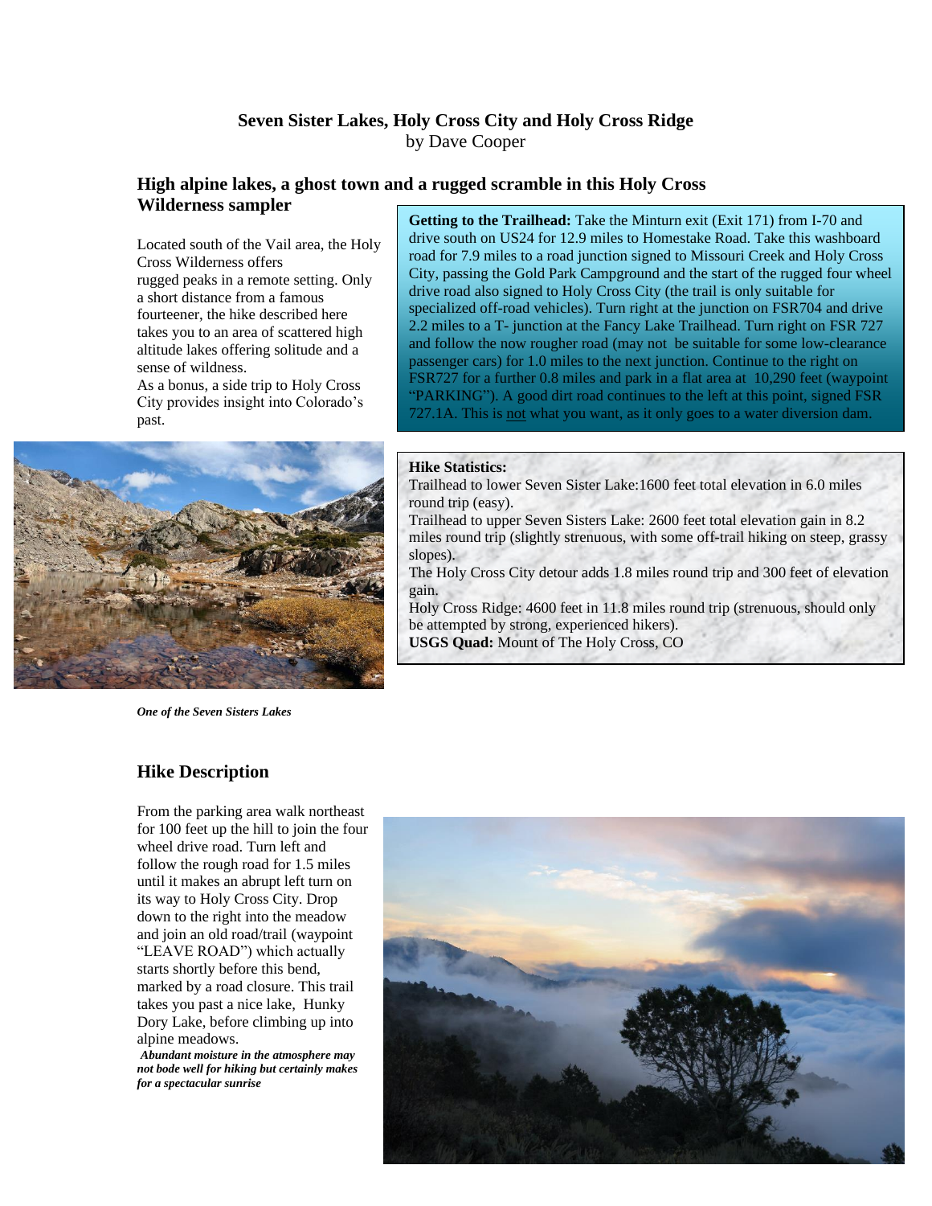# Seven Sister Lakes, Holy Cross City and Holy Cross Ridge

by Dave Cooper

## High alpine lakes, a ghost town and a rugged scramble in this Holy Cross Wilderness sampler

Located south of the Vail area, the Holy Cross Wilderness offers rugged peaks in a remote setting. Only a short distance from a famous fourteener, the hike described here takes you to an area of scattered high altitude lakes offering solitude and a sense of wildness.

As a bonus, a side trip to Holy Cross City provides insight into Colorado's past.

**Getting to the Trailhead:** Take the Minturn exit (Exit 171) from I-70 and drive south on US24 for 12.9 miles to Homestake Road. Take this washboard road for 7.9 miles to a road junction signed to Missouri Creek and Holy Cross City, passing the Gold Park Campground and the start of the rugged four wheel drive road also signed to Holy Cross City (the trail is only suitable for specialized off-road vehicles). Turn right at the junction on FSR704 and drive 2.2 miles to a T- junction at the Fancy Lake Trailhead. Turn right on FSR 727 and follow the now rougher road (may not be suitable for some low-clearance passenger cars) for 1.0 miles to the next junction. Continue to the right on FSR727 for a further 0.8 miles and park in a flat area at 10,290 feet (waypoint "PARKING"). A good dirt road continues to the left at this point, signed FSR 727.1A. This is not what you want, as it only goes to a water diversion dam.

**Hike Statistics:**

Trailhead to lower Seven Sister Lake:1600 feet total elevation in 6.0 miles round trip (easy).

Trailhead to upper Seven Sisters Lake: 2600 feet total elevation gain in 8.2 miles round trip (slightly strenuous, with some off-trail hiking on steep, grassy slopes).

The Holy Cross City detour adds 1.8 miles round trip and 300 feet of elevation gain.

Holy Cross Ridge: 4600 feet in 11.8 miles round trip (strenuous, should only be attempted by strong, experienced hikers).

**USGS Quad:** Mount of The Holy Cross, CO

***One of the Seven Sisters Lakes***

## Hike Description

From the parking area walk northeast for 100 feet up the hill to join the four wheel drive road. Turn left and follow the rough road for 1.5 miles until it makes an abrupt left turn on its way to Holy Cross City. Drop down to the right into the meadow and join an old road/trail (waypoint "LEAVE ROAD") which actually starts shortly before this bend, marked by a road closure. This trail takes you past a nice lake, Hunky Dory Lake, before climbing up into alpine meadows.

***Abundant moisture in the atmosphere may not bode well for hiking but certainly makes for a spectacular sunrise***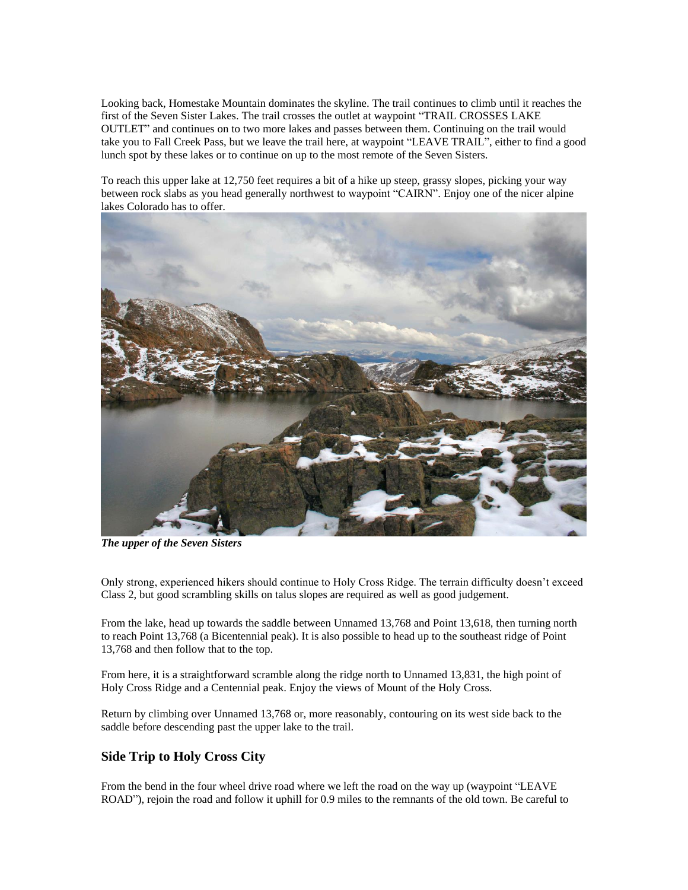Looking back, Homestake Mountain dominates the skyline. The trail continues to climb until it reaches the first of the Seven Sister Lakes. The trail crosses the outlet at waypoint "TRAIL CROSSES LAKE OUTLET" and continues on to two more lakes and passes between them. Continuing on the trail would take you to Fall Creek Pass, but we leave the trail here, at waypoint "LEAVE TRAIL", either to find a good lunch spot by these lakes or to continue on up to the most remote of the Seven Sisters.

To reach this upper lake at 12,750 feet requires a bit of a hike up steep, grassy slopes, picking your way between rock slabs as you head generally northwest to waypoint "CAIRN". Enjoy one of the nicer alpine lakes Colorado has to offer.

***The upper of the Seven Sisters***

Only strong, experienced hikers should continue to Holy Cross Ridge. The terrain difficulty doesn't exceed Class 2, but good scrambling skills on talus slopes are required as well as good judgement.

From the lake, head up towards the saddle between Unnamed 13,768 and Point 13,618, then turning north to reach Point 13,768 (a Bicentennial peak). It is also possible to head up to the southeast ridge of Point 13,768 and then follow that to the top.

From here, it is a straightforward scramble along the ridge north to Unnamed 13,831, the high point of Holy Cross Ridge and a Centennial peak. Enjoy the views of Mount of the Holy Cross.

Return by climbing over Unnamed 13,768 or, more reasonably, contouring on its west side back to the saddle before descending past the upper lake to the trail.

## Side Trip to Holy Cross City

From the bend in the four wheel drive road where we left the road on the way up (waypoint "LEAVE ROAD"), rejoin the road and follow it uphill for 0.9 miles to the remnants of the old town. Be careful to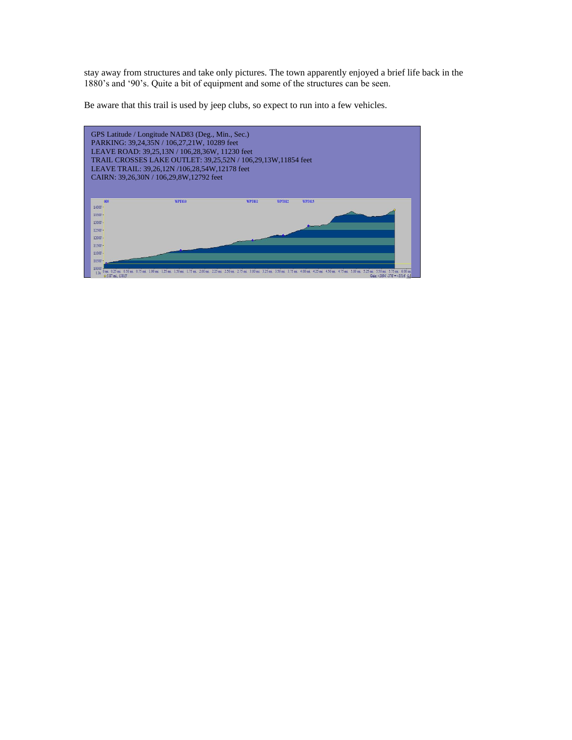stay away from structures and take only pictures. The town apparently enjoyed a brief life back in the 1880's and '90's. Quite a bit of equipment and some of the structures can be seen.

Be aware that this trail is used by jeep clubs, so expect to run into a few vehicles.

GPS Latitude / Longitude NAD83 (Deg., Min., Sec.)
PARKING: 39,24,35N / 106,27,21W, 10289 feet
LEAVE ROAD: 39,25,13N / 106,28,36W, 11230 feet
TRAIL CROSSES LAKE OUTLET: 39,25,52N / 106,29,13W,11854 feet
LEAVE TRAIL: 39,26,12N /106,28,54W,12178 feet
CAIRN: 39,26,30N / 106,29,8W,12792 feet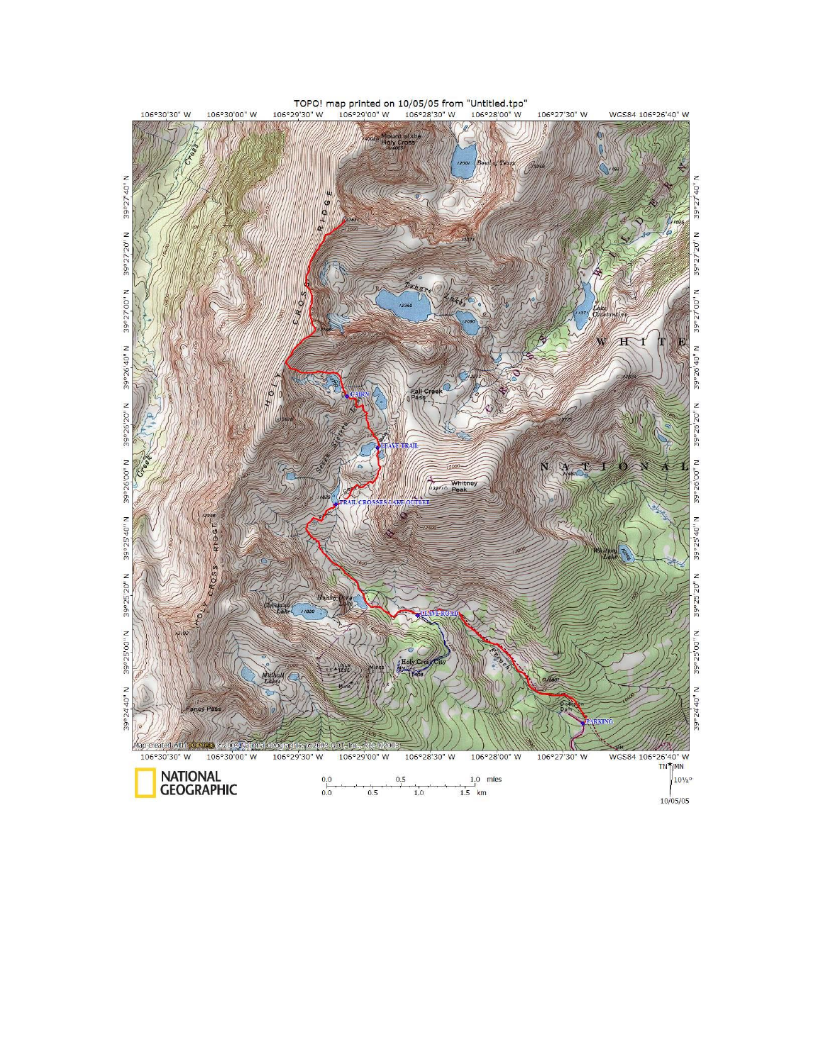TOPO! map printed on 10/05/05 from "Untitled.tpo"

106°30'30" W 106°30'00" W 106°29'30" W 106°29'00" W 106°28'30" W 106°28'00" W 106°27'30" W WGS84 106°26'40" W

39°27'40" N
39°27'20" N
39°27'00" N
39°26'40" N
39°26'20" N
39°26'00" N
39°25'40" N
39°25'20" N
39°25'00" N
39°24'40" N

Mount of the Holy Cross

Bowl of Tears

HOLY CROSS RIDGE

Pahare Lakes

Lake Constantine

WHITE

CAIRN

Fall Creek Pass

LEAVE TRAIL

NATIONAL

Seven Sisters Lakes

Whitney Peak

TRAIL CROSSES LAKE OUTLET

HOLY CROSS RIDGE

Whitney Lake

Cleveland Lake

Hunky Dory Lake

LEAVE ROAD

Holy Cross City

Mulhall Lakes

Mines

French

Diversion Dam

PARKING

Fancy Pass

Map created with TOPO! ©2004 National Geographic ©2003 GDT, Inc., Rel 9/2003

106°30'30" W 106°30'00" W 106°29'30" W 106°29'00" W 106°28'30" W 106°28'00" W 106°27'30" W WGS84 106°26'40" W

NATIONAL GEOGRAPHIC

0.0 0.5 1.0 miles

0.0 0.5 1.0 1.5 km

TN MN 10½°

10/05/05